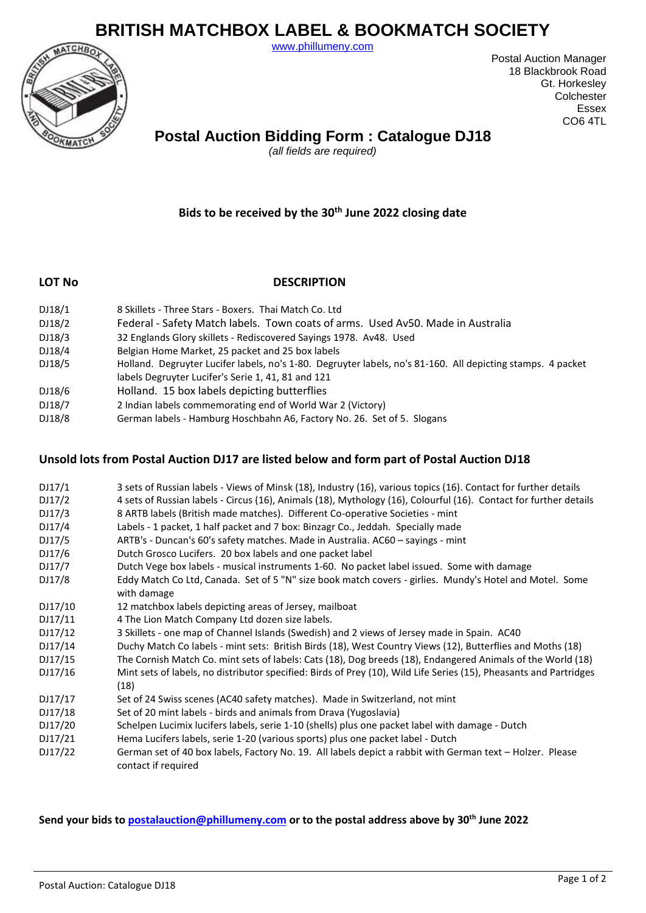# BRITISH MATCHBOX LABEL & BOOKMATCH SOCIETY

www.phillumeny.com

Postal Auction Manager
18 Blackbrook Road
Gt. Horkesley
Colchester
Essex
CO6 4TL

## Postal Auction Bidding Form : Catalogue DJ18

*(all fields are required)*

**Bids to be received by the 30th June 2022 closing date**

| LOT No | DESCRIPTION |
|---|---|
| DJ18/1 | 8 Skillets - Three Stars - Boxers. Thai Match Co. Ltd |
| DJ18/2 | Federal - Safety Match labels. Town coats of arms. Used Av50. Made in Australia |
| DJ18/3 | 32 Englands Glory skillets - Rediscovered Sayings 1978. Av48. Used |
| DJ18/4 | Belgian Home Market, 25 packet and 25 box labels |
| DJ18/5 | Holland. Degruyter Lucifer labels, no's 1-80. Degruyter labels, no's 81-160. All depicting stamps. 4 packet labels Degruyter Lucifer's Serie 1, 41, 81 and 121 |
| DJ18/6 | Holland. 15 box labels depicting butterflies |
| DJ18/7 | 2 Indian labels commemorating end of World War 2 (Victory) |
| DJ18/8 | German labels - Hamburg Hoschbahn A6, Factory No. 26. Set of 5. Slogans |

**Unsold lots from Postal Auction DJ17 are listed below and form part of Postal Auction DJ18**

| LOT No | DESCRIPTION |
|---|---|
| DJ17/1 | 3 sets of Russian labels - Views of Minsk (18), Industry (16), various topics (16). Contact for further details |
| DJ17/2 | 4 sets of Russian labels - Circus (16), Animals (18), Mythology (16), Colourful (16). Contact for further details |
| DJ17/3 | 8 ARTB labels (British made matches). Different Co-operative Societies - mint |
| DJ17/4 | Labels - 1 packet, 1 half packet and 7 box: Binzagr Co., Jeddah. Specially made |
| DJ17/5 | ARTB's - Duncan's 60's safety matches. Made in Australia. AC60 – sayings - mint |
| DJ17/6 | Dutch Grosco Lucifers. 20 box labels and one packet label |
| DJ17/7 | Dutch Vege box labels - musical instruments 1-60. No packet label issued. Some with damage |
| DJ17/8 | Eddy Match Co Ltd, Canada. Set of 5 "N" size book match covers - girlies. Mundy's Hotel and Motel. Some with damage |
| DJ17/10 | 12 matchbox labels depicting areas of Jersey, mailboat |
| DJ17/11 | 4 The Lion Match Company Ltd dozen size labels. |
| DJ17/12 | 3 Skillets - one map of Channel Islands (Swedish) and 2 views of Jersey made in Spain. AC40 |
| DJ17/14 | Duchy Match Co labels - mint sets: British Birds (18), West Country Views (12), Butterflies and Moths (18) |
| DJ17/15 | The Cornish Match Co. mint sets of labels: Cats (18), Dog breeds (18), Endangered Animals of the World (18) |
| DJ17/16 | Mint sets of labels, no distributor specified: Birds of Prey (10), Wild Life Series (15), Pheasants and Partridges (18) |
| DJ17/17 | Set of 24 Swiss scenes (AC40 safety matches). Made in Switzerland, not mint |
| DJ17/18 | Set of 20 mint labels - birds and animals from Drava (Yugoslavia) |
| DJ17/20 | Schelpen Lucimix lucifers labels, serie 1-10 (shells) plus one packet label with damage - Dutch |
| DJ17/21 | Hema Lucifers labels, serie 1-20 (various sports) plus one packet label - Dutch |
| DJ17/22 | German set of 40 box labels, Factory No. 19. All labels depict a rabbit with German text – Holzer. Please contact if required |

**Send your bids to postalauction@phillumeny.com or to the postal address above by 30th June 2022**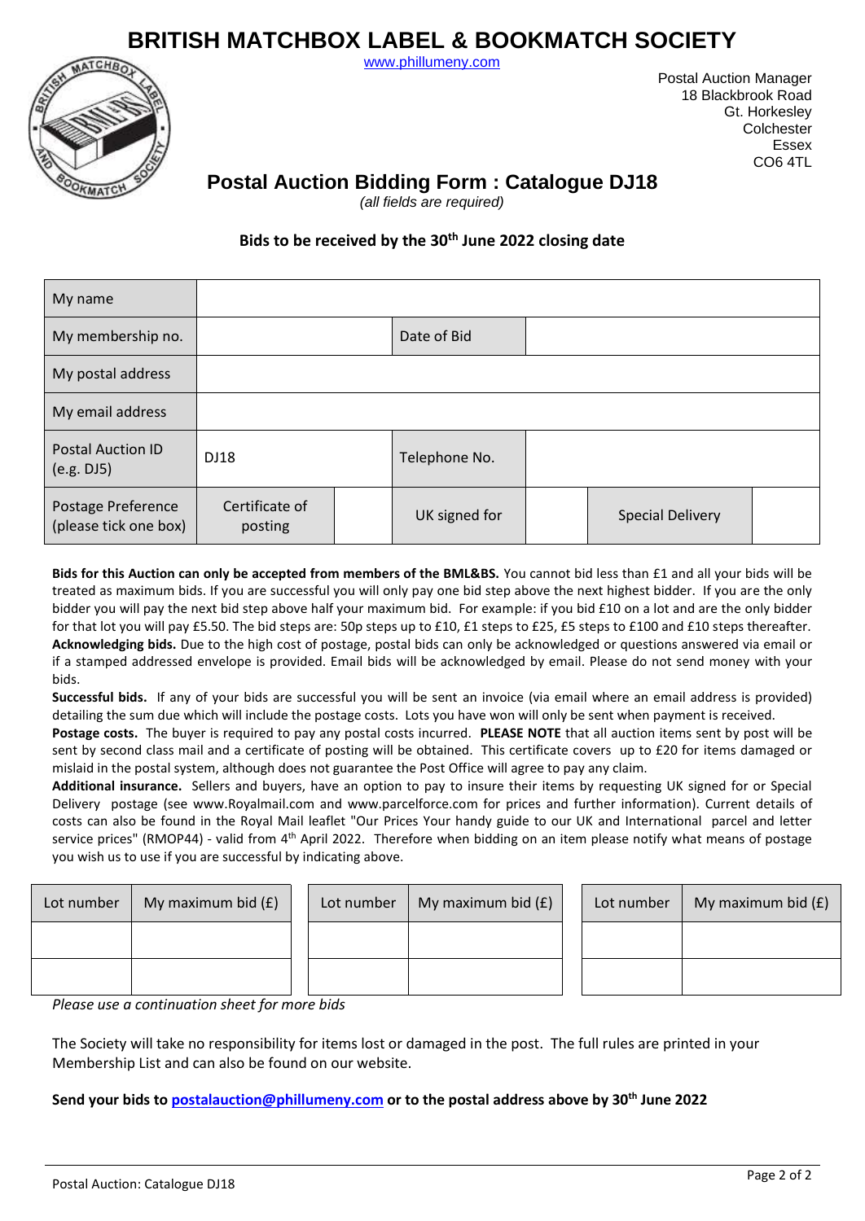# BRITISH MATCHBOX LABEL & BOOKMATCH SOCIETY

www.phillumeny.com

Postal Auction Manager
18 Blackbrook Road
Gt. Horkesley
Colchester
Essex
CO6 4TL

## Postal Auction Bidding Form : Catalogue DJ18

*(all fields are required)*

**Bids to be received by the 30th June 2022 closing date**

| | | | | | |
|---|---|---|---|---|---|
| My name | | | | | |
| My membership no. | | Date of Bid | | | |
| My postal address | | | | | |
| My email address | | | | | |
| Postal Auction ID (e.g. DJ5) | DJ18 | Telephone No. | | | |
| Postage Preference (please tick one box) | Certificate of posting | | UK signed for | Special Delivery | |

**Bids for this Auction can only be accepted from members of the BML&BS.** You cannot bid less than £1 and all your bids will be treated as maximum bids. If you are successful you will only pay one bid step above the next highest bidder. If you are the only bidder you will pay the next bid step above half your maximum bid. For example: if you bid £10 on a lot and are the only bidder for that lot you will pay £5.50. The bid steps are: 50p steps up to £10, £1 steps to £25, £5 steps to £100 and £10 steps thereafter.
**Acknowledging bids.** Due to the high cost of postage, postal bids can only be acknowledged or questions answered via email or if a stamped addressed envelope is provided. Email bids will be acknowledged by email. Please do not send money with your bids.

**Successful bids.** If any of your bids are successful you will be sent an invoice (via email where an email address is provided) detailing the sum due which will include the postage costs. Lots you have won will only be sent when payment is received.

**Postage costs.** The buyer is required to pay any postal costs incurred. **PLEASE NOTE** that all auction items sent by post will be sent by second class mail and a certificate of posting will be obtained. This certificate covers up to £20 for items damaged or mislaid in the postal system, although does not guarantee the Post Office will agree to pay any claim.

**Additional insurance.** Sellers and buyers, have an option to pay to insure their items by requesting UK signed for or Special Delivery postage (see www.Royalmail.com and www.parcelforce.com for prices and further information). Current details of costs can also be found in the Royal Mail leaflet "Our Prices Your handy guide to our UK and International parcel and letter service prices" (RMOP44) - valid from 4th April 2022. Therefore when bidding on an item please notify what means of postage you wish us to use if you are successful by indicating above.

| Lot number | My maximum bid (£) | Lot number | My maximum bid (£) | Lot number | My maximum bid (£) |
|---|---|---|---|---|---|
| | | | | | |
| | | | | | |

*Please use a continuation sheet for more bids*

The Society will take no responsibility for items lost or damaged in the post. The full rules are printed in your Membership List and can also be found on our website.

**Send your bids to postalauction@phillumeny.com or to the postal address above by 30th June 2022**